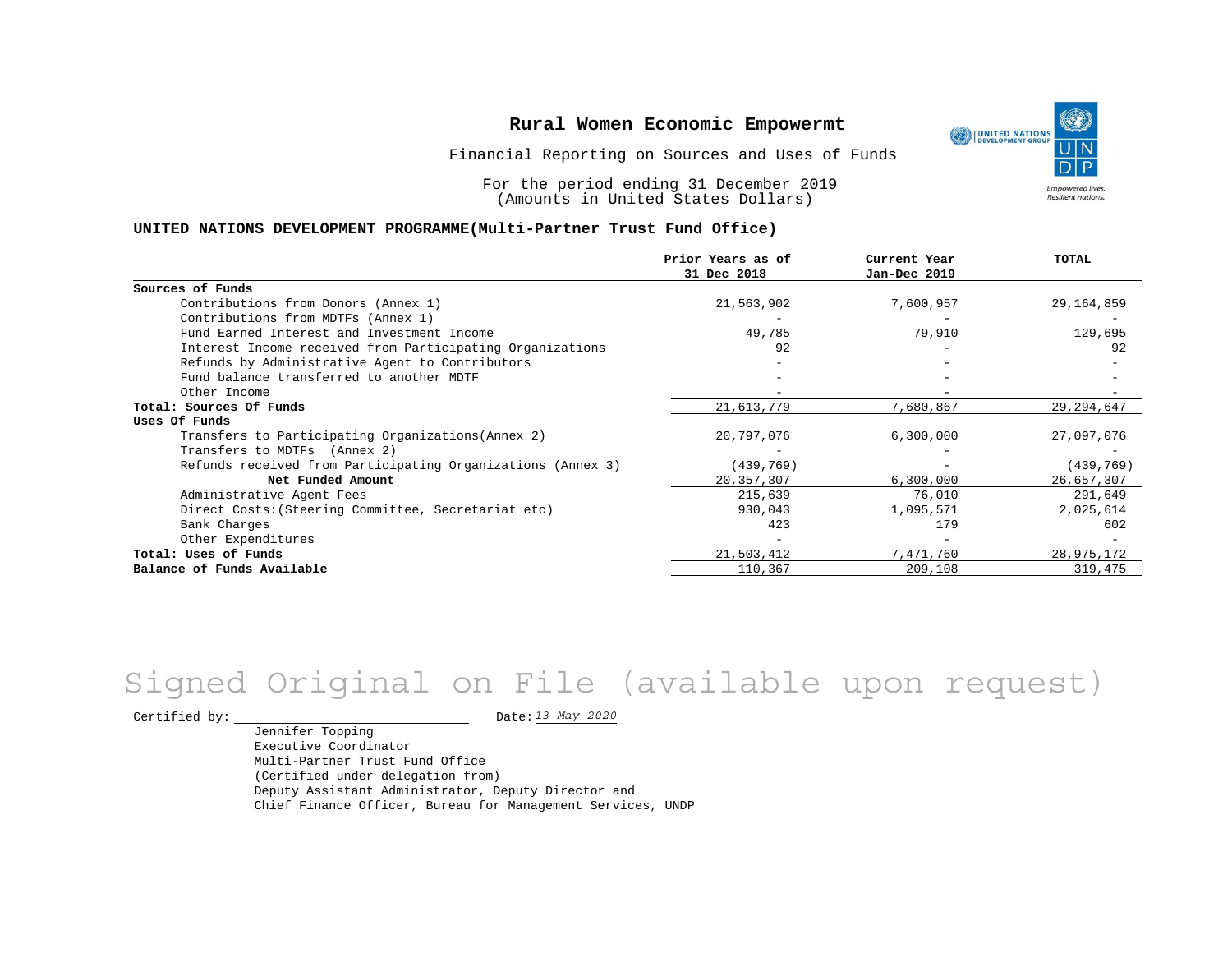# Rural Women Economic Empowermt

Financial Reporting on Sources and Uses of Funds

For the period ending 31 December 2019
(Amounts in United States Dollars)

**UNITED NATIONS DEVELOPMENT PROGRAMME(Multi-Partner Trust Fund Office)**

| | Prior Years as of 31 Dec 2018 | Current Year Jan-Dec 2019 | TOTAL |
|---|---|---|---|
| **Sources of Funds** | | | |
| Contributions from Donors (Annex 1) | 21,563,902 | 7,600,957 | 29,164,859 |
| Contributions from MDTFs (Annex 1) | - | - | - |
| Fund Earned Interest and Investment Income | 49,785 | 79,910 | 129,695 |
| Interest Income received from Participating Organizations | 92 | - | 92 |
| Refunds by Administrative Agent to Contributors | - | - | - |
| Fund balance transferred to another MDTF | - | - | - |
| Other Income | - | - | - |
| **Total: Sources Of Funds** | 21,613,779 | 7,680,867 | 29,294,647 |
| **Uses Of Funds** | | | |
| Transfers to Participating Organizations(Annex 2) | 20,797,076 | 6,300,000 | 27,097,076 |
| Transfers to MDTFs (Annex 2) | - | - | - |
| Refunds received from Participating Organizations (Annex 3) | (439,769) | - | (439,769) |
| **Net Funded Amount** | 20,357,307 | 6,300,000 | 26,657,307 |
| Administrative Agent Fees | 215,639 | 76,010 | 291,649 |
| Direct Costs:(Steering Committee, Secretariat etc) | 930,043 | 1,095,571 | 2,025,614 |
| Bank Charges | 423 | 179 | 602 |
| Other Expenditures | - | - | - |
| **Total: Uses of Funds** | 21,503,412 | 7,471,760 | 28,975,172 |
| **Balance of Funds Available** | 110,367 | 209,108 | 319,475 |

Signed Original on File (available upon request)

Certified by: ______________________ Date: *13 May 2020*

Jennifer Topping
Executive Coordinator
Multi-Partner Trust Fund Office
(Certified under delegation from)
Deputy Assistant Administrator, Deputy Director and
Chief Finance Officer, Bureau for Management Services, UNDP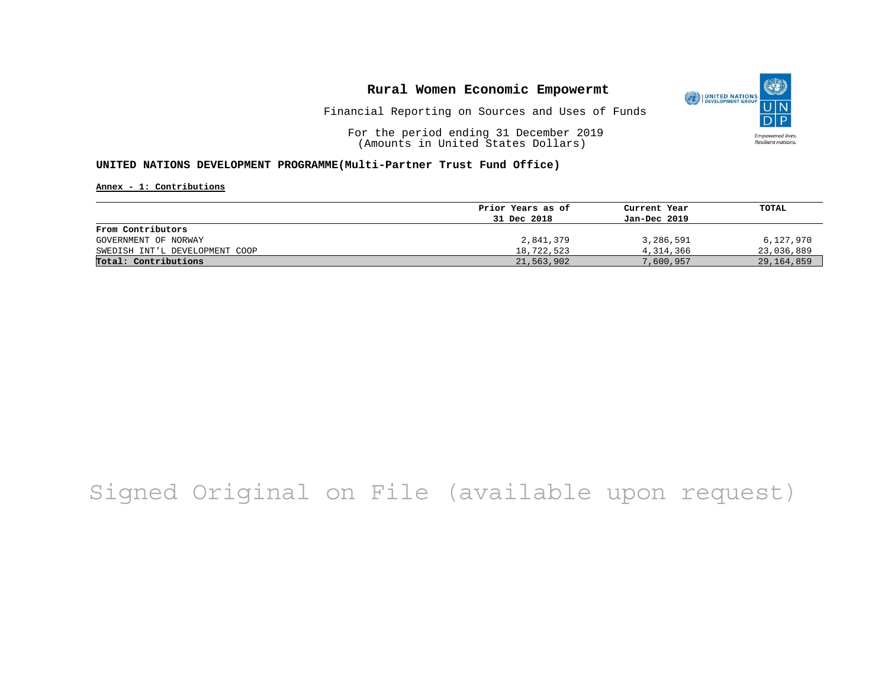**Rural Women Economic Empowermt**

Financial Reporting on Sources and Uses of Funds

For the period ending 31 December 2019
(Amounts in United States Dollars)

**UNITED NATIONS DEVELOPMENT PROGRAMME(Multi-Partner Trust Fund Office)**

**Annex - 1: Contributions**

| | Prior Years as of 31 Dec 2018 | Current Year Jan-Dec 2019 | TOTAL |
|---|---|---|---|
| **From Contributors** | | | |
| GOVERNMENT OF NORWAY | 2,841,379 | 3,286,591 | 6,127,970 |
| SWEDISH INT'L DEVELOPMENT COOP | 18,722,523 | 4,314,366 | 23,036,889 |
| **Total: Contributions** | 21,563,902 | 7,600,957 | 29,164,859 |

Signed Original on File (available upon request)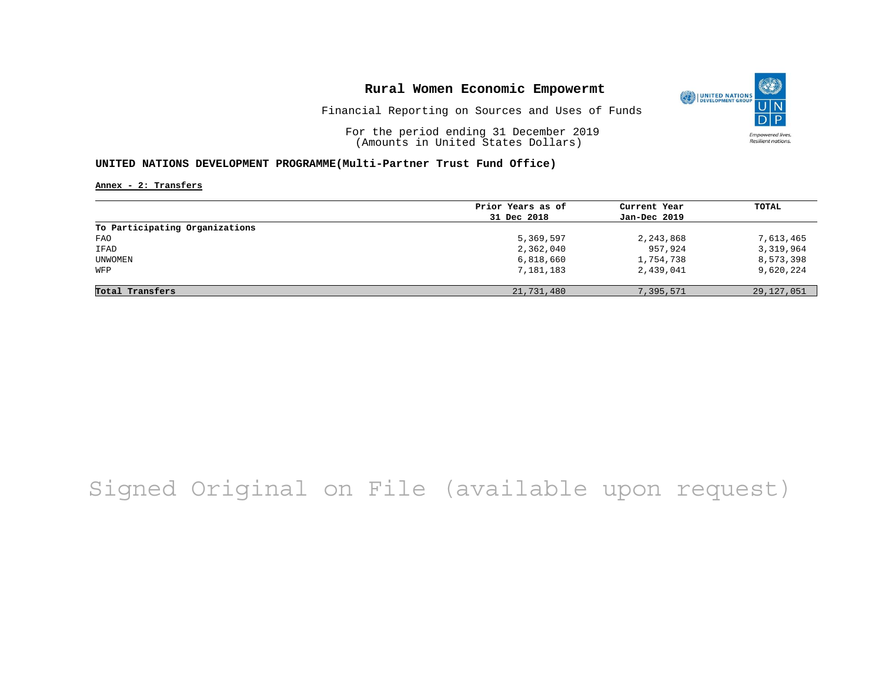# Rural Women Economic Empowermt

Financial Reporting on Sources and Uses of Funds

For the period ending 31 December 2019
(Amounts in United States Dollars)

**UNITED NATIONS DEVELOPMENT PROGRAMME(Multi-Partner Trust Fund Office)**

**Annex - 2: Transfers**

| | Prior Years as of 31 Dec 2018 | Current Year Jan-Dec 2019 | TOTAL |
|---|---|---|---|
| **To Participating Organizations** | | | |
| FAO | 5,369,597 | 2,243,868 | 7,613,465 |
| IFAD | 2,362,040 | 957,924 | 3,319,964 |
| UNWOMEN | 6,818,660 | 1,754,738 | 8,573,398 |
| WFP | 7,181,183 | 2,439,041 | 9,620,224 |
| **Total Transfers** | 21,731,480 | 7,395,571 | 29,127,051 |

Signed Original on File (available upon request)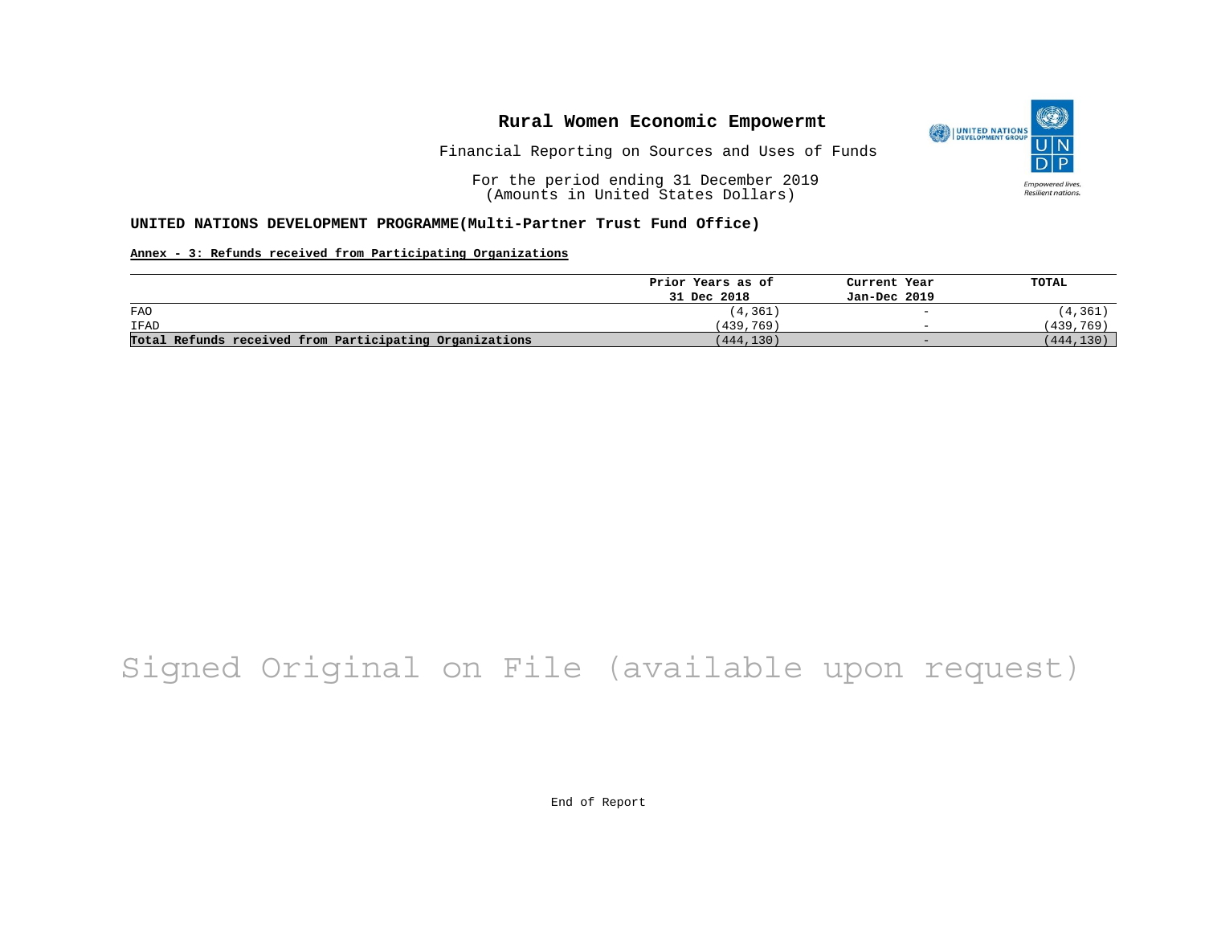# Rural Women Economic Empowermt

Financial Reporting on Sources and Uses of Funds

For the period ending 31 December 2019
(Amounts in United States Dollars)

**UNITED NATIONS DEVELOPMENT PROGRAMME(Multi-Partner Trust Fund Office)**

**Annex - 3: Refunds received from Participating Organizations**

| | Prior Years as of 31 Dec 2018 | Current Year Jan-Dec 2019 | TOTAL |
|---|---|---|---|
| FAO | (4,361) | - | (4,361) |
| IFAD | (439,769) | - | (439,769) |
| **Total Refunds received from Participating Organizations** | (444,130) | - | (444,130) |

Signed Original on File (available upon request)

End of Report